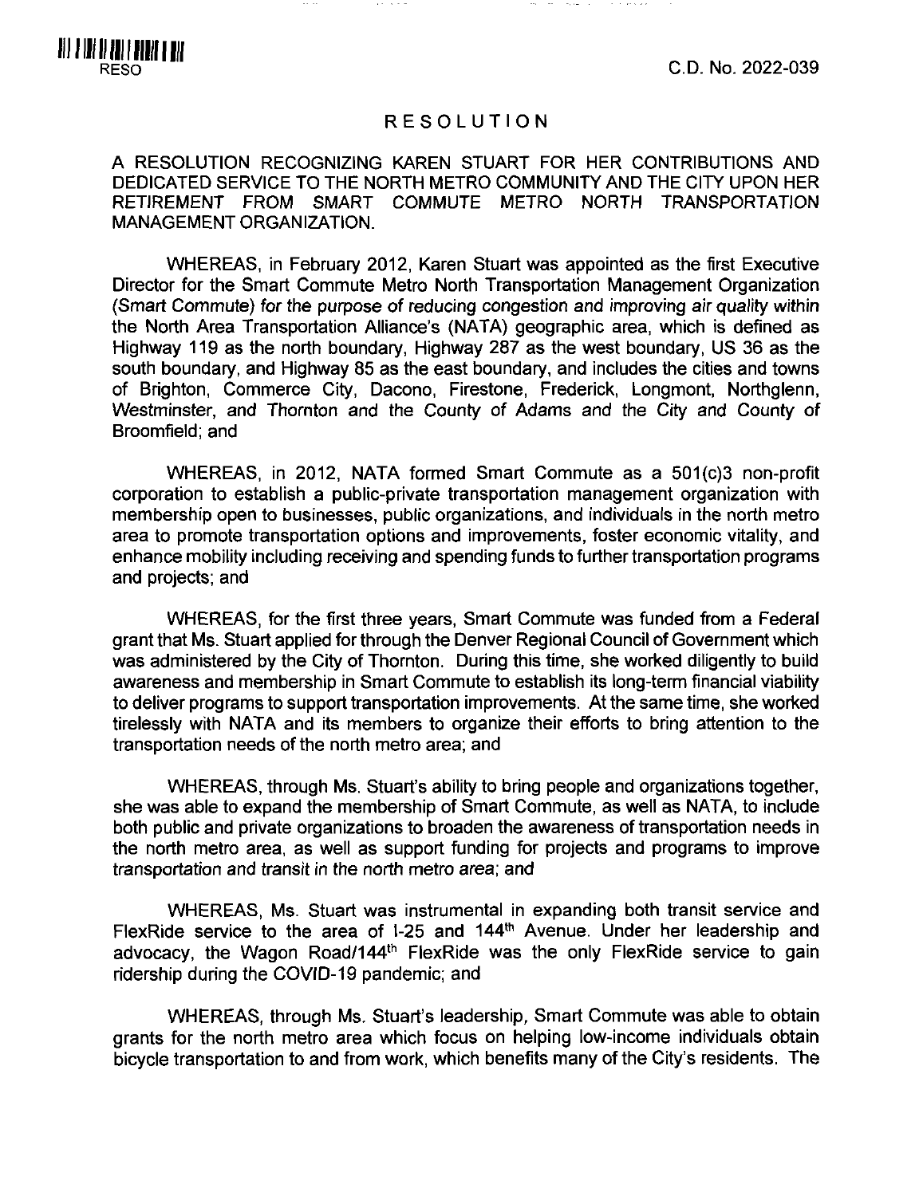RESO

C.D. No. 2022-039

# RESOLUTION

A RESOLUTION RECOGNIZING KAREN STUART FOR HER CONTRIBUTIONS AND DEDICATED SERVICE TO THE NORTH METRO COMMUNITY AND THE CITY UPON HER RETIREMENT FROM SMART COMMUTE METRO NORTH TRANSPORTATION MANAGEMENT ORGANIZATION.

WHEREAS, in February 2012, Karen Stuart was appointed as the first Executive Director for the Smart Commute Metro North Transportation Management Organization (Smart Commute) for the purpose of reducing congestion and improving air quality within the North Area Transportation Alliance's (NATA) geographic area, which is defined as Highway 119 as the north boundary, Highway 287 as the west boundary, US 36 as the south boundary, and Highway 85 as the east boundary, and includes the cities and towns of Brighton, Commerce City, Dacono, Firestone, Frederick, Longmont, Northglenn, Westminster, and Thornton and the County of Adams and the City and County of Broomfield; and

WHEREAS, in 2012, NATA formed Smart Commute as a 501(c)3 non-profit corporation to establish a public-private transportation management organization with membership open to businesses, public organizations, and individuals in the north metro area to promote transportation options and improvements, foster economic vitality, and enhance mobility including receiving and spending funds to further transportation programs and projects; and

WHEREAS, for the first three years, Smart Commute was funded from a Federal grant that Ms. Stuart applied for through the Denver Regional Council of Government which was administered by the City of Thornton. During this time, she worked diligently to build awareness and membership in Smart Commute to establish its long-term financial viability to deliver programs to support transportation improvements. At the same time, she worked tirelessly with NATA and its members to organize their efforts to bring attention to the transportation needs of the north metro area; and

WHEREAS, through Ms. Stuart's ability to bring people and organizations together, she was able to expand the membership of Smart Commute, as well as NATA, to include both public and private organizations to broaden the awareness of transportation needs in the north metro area, as well as support funding for projects and programs to improve transportation and transit in the north metro area; and

WHEREAS, Ms. Stuart was instrumental in expanding both transit service and FlexRide service to the area of I-25 and 144th Avenue. Under her leadership and advocacy, the Wagon Road/144th FlexRide was the only FlexRide service to gain ridership during the COVID-19 pandemic; and

WHEREAS, through Ms. Stuart's leadership, Smart Commute was able to obtain grants for the north metro area which focus on helping low-income individuals obtain bicycle transportation to and from work, which benefits many of the City's residents. The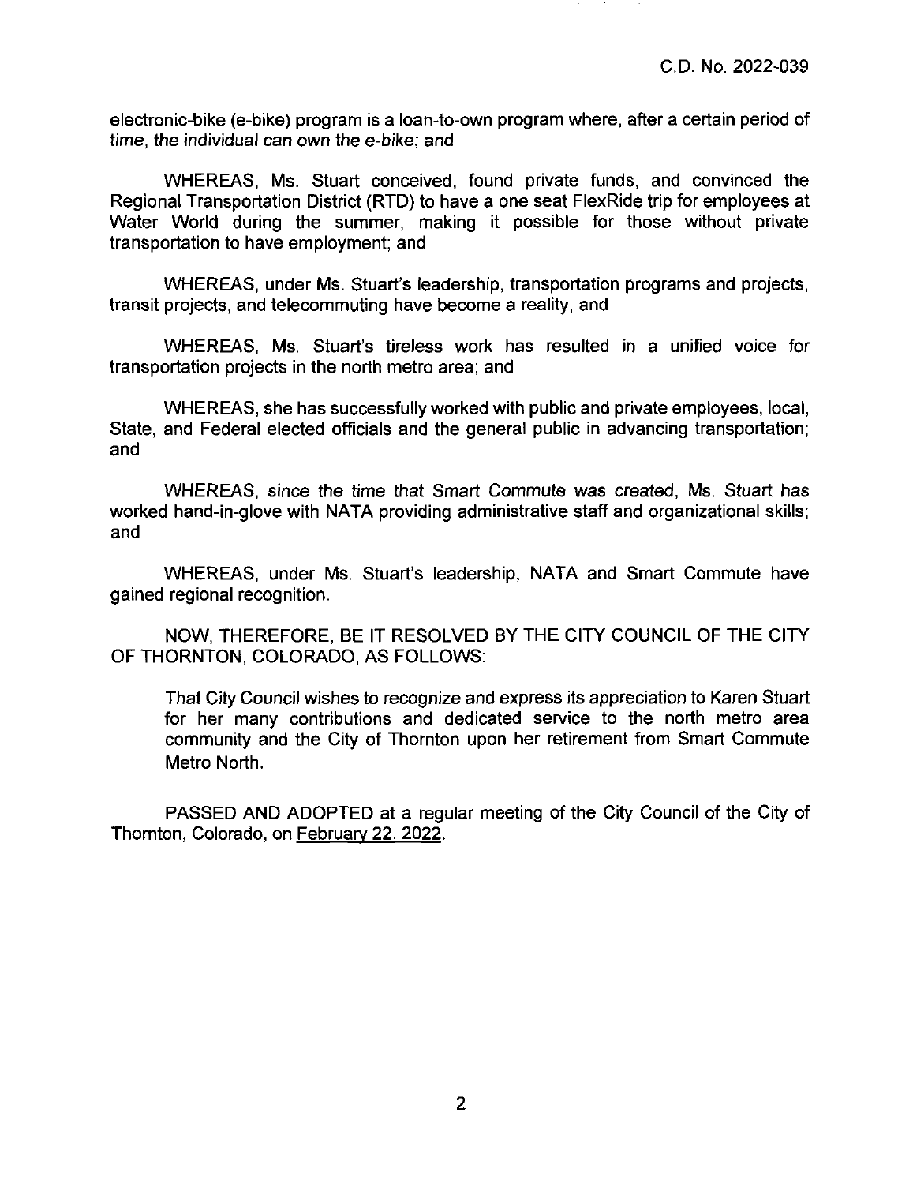electronic-bike (e-bike) program is a loan-to-own program where, after a certain period of time, the individual can own the e-bike; and

WHEREAS, Ms. Stuart conceived, found private funds, and convinced the Regional Transportation District (RTD) to have a one seat FlexRide trip for employees at Water World during the summer, making it possible for those without private transportation to have employment; and

WHEREAS, under Ms. Stuart's leadership, transportation programs and projects, transit projects, and telecommuting have become a reality, and

WHEREAS, Ms. Stuart's tireless work has resulted in a unified voice for transportation projects in the north metro area; and

WHEREAS, she has successfully worked with public and private employees, local, State, and Federal elected officials and the general public in advancing transportation; and

WHEREAS, since the time that Smart Commute was created, Ms. Stuart has worked hand-in-glove with NATA providing administrative staff and organizational skills; and

WHEREAS, under Ms. Stuart's leadership, NATA and Smart Commute have gained regional recognition.

NOW, THEREFORE, BE IT RESOLVED BY THE CITY COUNCIL OF THE CITY OF THORNTON, COLORADO, AS FOLLOWS:

> That City Council wishes to recognize and express its appreciation to Karen Stuart for her many contributions and dedicated service to the north metro area community and the City of Thornton upon her retirement from Smart Commute Metro North.

PASSED AND ADOPTED at a regular meeting of the City Council of the City of Thornton, Colorado, on February 22, 2022.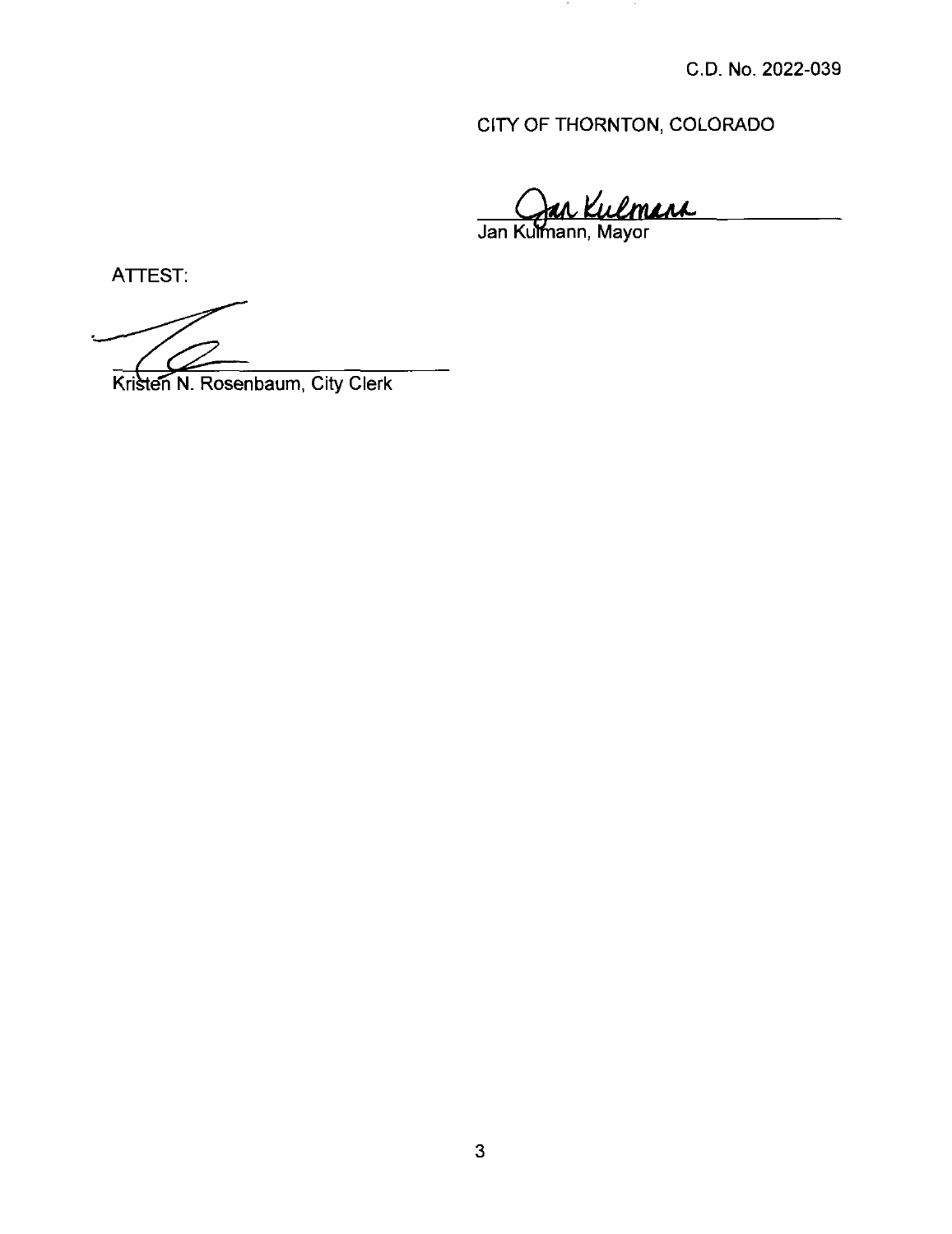C.D. No. 2022-039

CITY OF THORNTON, COLORADO

Jan Kulmann, Mayor

ATTEST:

Kristen N. Rosenbaum, City Clerk